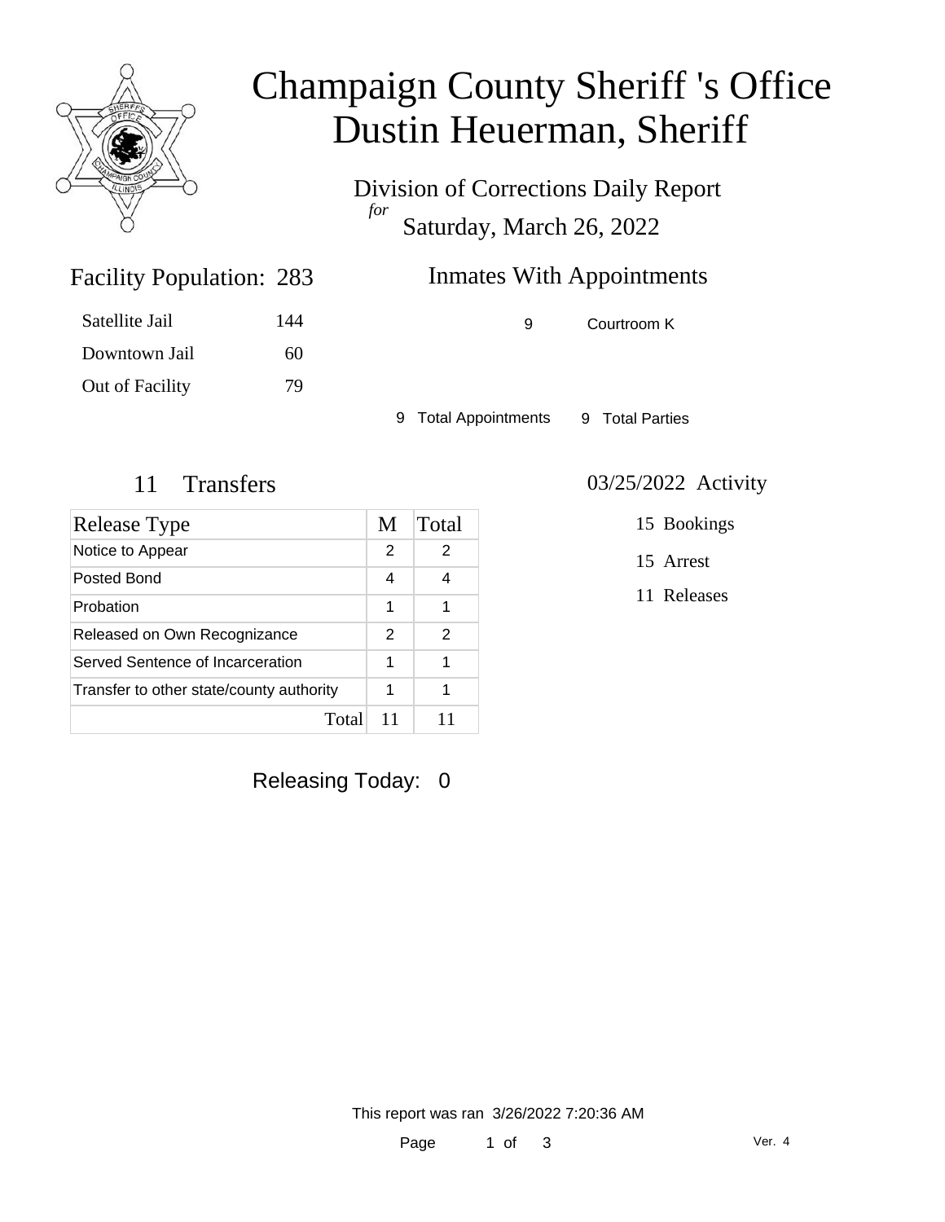# Champaign County Sheriff 's Office
# Dustin Heuerman, Sheriff

Division of Corrections Daily Report
*for*
Saturday, March 26, 2022

## Facility Population: 283

| | |
|---|---|
| Satellite Jail | 144 |
| Downtown Jail | 60 |
| Out of Facility | 79 |

## Inmates With Appointments

| | |
|---|---|
| 9 | Courtroom K |

9 Total Appointments    9 Total Parties

## 11 Transfers

| Release Type | M | Total |
|---|---|---|
| Notice to Appear | 2 | 2 |
| Posted Bond | 4 | 4 |
| Probation | 1 | 1 |
| Released on Own Recognizance | 2 | 2 |
| Served Sentence of Incarceration | 1 | 1 |
| Transfer to other state/county authority | 1 | 1 |
| Total | 11 | 11 |

## 03/25/2022 Activity

15 Bookings

15 Arrest

11 Releases

Releasing Today: 0

This report was ran 3/26/2022 7:20:36 AM

Ver. 4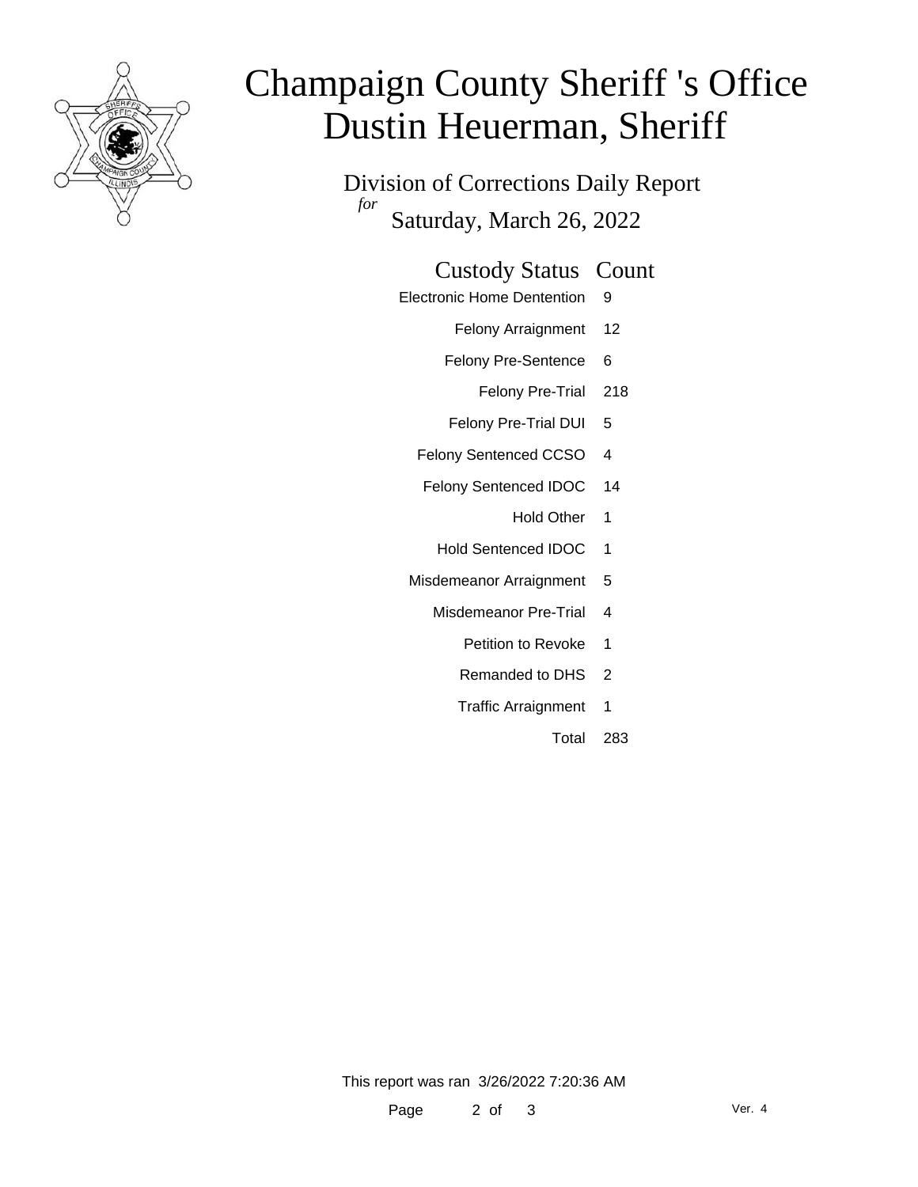# Champaign County Sheriff 's Office
# Dustin Heuerman, Sheriff

## Division of Corrections Daily Report
*for*
## Saturday, March 26, 2022

| Custody Status | Count |
|---|---|
| Electronic Home Dentention | 9 |
| Felony Arraignment | 12 |
| Felony Pre-Sentence | 6 |
| Felony Pre-Trial | 218 |
| Felony Pre-Trial DUI | 5 |
| Felony Sentenced CCSO | 4 |
| Felony Sentenced IDOC | 14 |
| Hold Other | 1 |
| Hold Sentenced IDOC | 1 |
| Misdemeanor Arraignment | 5 |
| Misdemeanor Pre-Trial | 4 |
| Petition to Revoke | 1 |
| Remanded to DHS | 2 |
| Traffic Arraignment | 1 |
| Total | 283 |

This report was ran 3/26/2022 7:20:36 AM

Ver. 4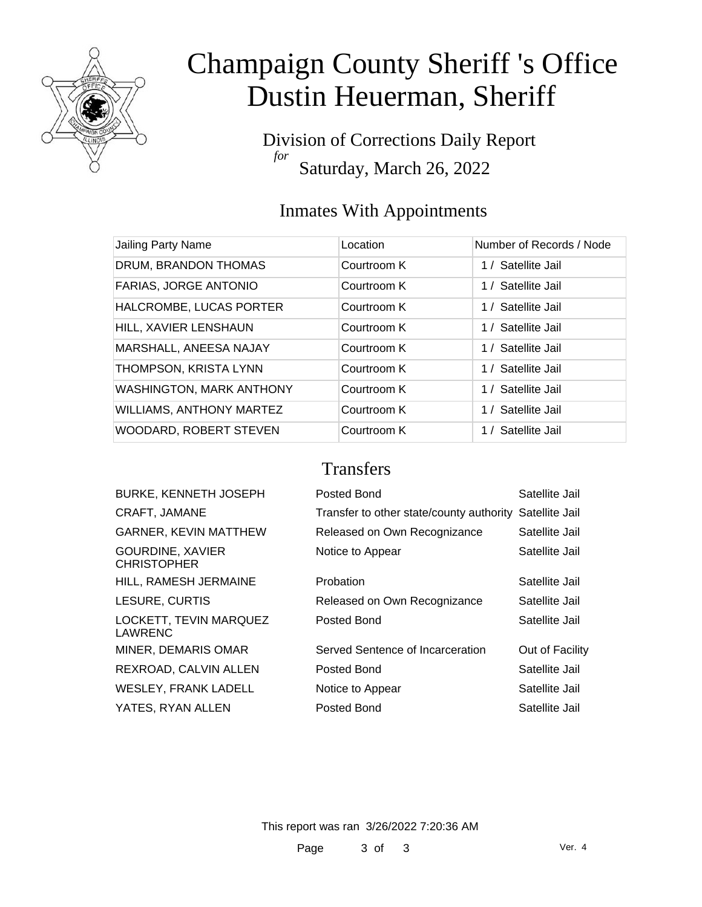# Champaign County Sheriff 's Office
# Dustin Heuerman, Sheriff

Division of Corrections Daily Report

*for*

Saturday, March 26, 2022

## Inmates With Appointments

| Jailing Party Name | Location | Number of Records / Node |
|---|---|---|
| DRUM, BRANDON THOMAS | Courtroom K | 1 / Satellite Jail |
| FARIAS, JORGE ANTONIO | Courtroom K | 1 / Satellite Jail |
| HALCROMBE, LUCAS PORTER | Courtroom K | 1 / Satellite Jail |
| HILL, XAVIER LENSHAUN | Courtroom K | 1 / Satellite Jail |
| MARSHALL, ANEESA NAJAY | Courtroom K | 1 / Satellite Jail |
| THOMPSON, KRISTA LYNN | Courtroom K | 1 / Satellite Jail |
| WASHINGTON, MARK ANTHONY | Courtroom K | 1 / Satellite Jail |
| WILLIAMS, ANTHONY MARTEZ | Courtroom K | 1 / Satellite Jail |
| WOODARD, ROBERT STEVEN | Courtroom K | 1 / Satellite Jail |

## Transfers

| | | |
|---|---|---|
| BURKE, KENNETH JOSEPH | Posted Bond | Satellite Jail |
| CRAFT, JAMANE | Transfer to other state/county authority | Satellite Jail |
| GARNER, KEVIN MATTHEW | Released on Own Recognizance | Satellite Jail |
| GOURDINE, XAVIER CHRISTOPHER | Notice to Appear | Satellite Jail |
| HILL, RAMESH JERMAINE | Probation | Satellite Jail |
| LESURE, CURTIS | Released on Own Recognizance | Satellite Jail |
| LOCKETT, TEVIN MARQUEZ LAWRENC | Posted Bond | Satellite Jail |
| MINER, DEMARIS OMAR | Served Sentence of Incarceration | Out of Facility |
| REXROAD, CALVIN ALLEN | Posted Bond | Satellite Jail |
| WESLEY, FRANK LADELL | Notice to Appear | Satellite Jail |
| YATES, RYAN ALLEN | Posted Bond | Satellite Jail |

This report was ran 3/26/2022 7:20:36 AM